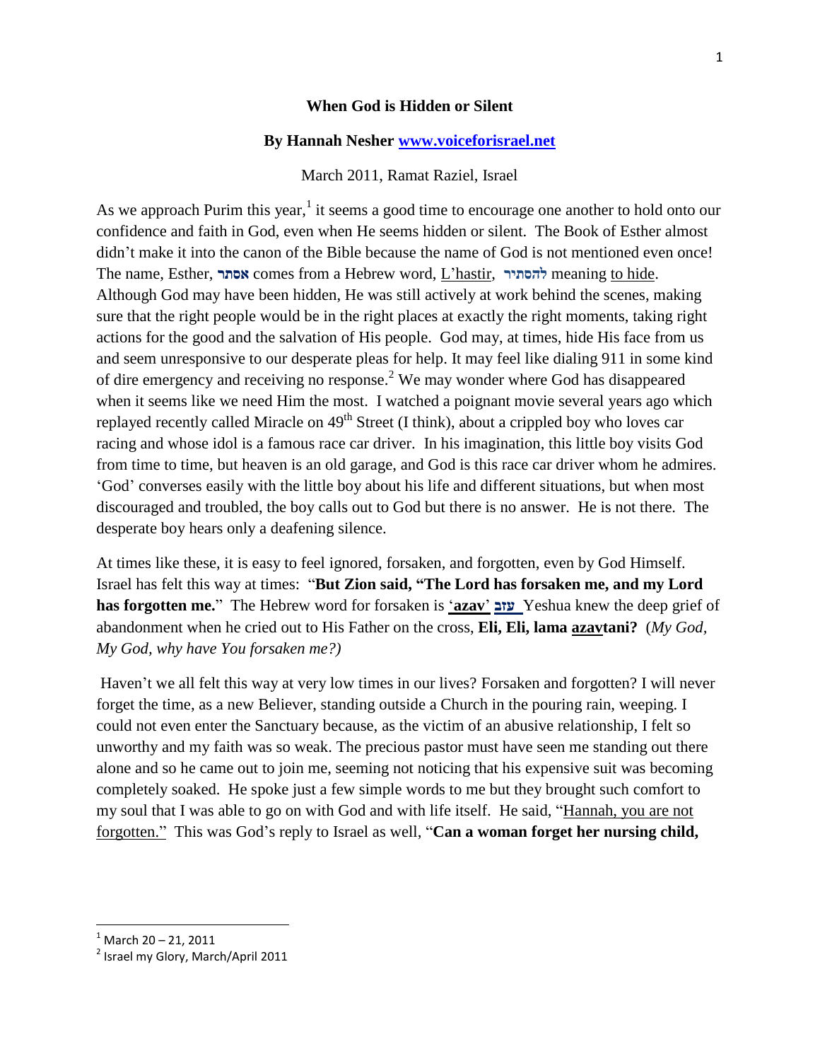**When God is Hidden or Silent**

**By Hannah Nesher [www.voiceforisrael.net](http://www.voiceforisrael.net)**

March 2011, Ramat Raziel, Israel

As we approach Purim this year,[1] it seems a good time to encourage one another to hold onto our confidence and faith in God, even when He seems hidden or silent. The Book of Esther almost didn't make it into the canon of the Bible because the name of God is not mentioned even once! The name, Esther, **אסתר** comes from a Hebrew word, L'hastir, **להסתיר** meaning to hide. Although God may have been hidden, He was still actively at work behind the scenes, making sure that the right people would be in the right places at exactly the right moments, taking right actions for the good and the salvation of His people. God may, at times, hide His face from us and seem unresponsive to our desperate pleas for help. It may feel like dialing 911 in some kind of dire emergency and receiving no response.[2] We may wonder where God has disappeared when it seems like we need Him the most. I watched a poignant movie several years ago which replayed recently called Miracle on 49th Street (I think), about a crippled boy who loves car racing and whose idol is a famous race car driver. In his imagination, this little boy visits God from time to time, but heaven is an old garage, and God is this race car driver whom he admires. 'God' converses easily with the little boy about his life and different situations, but when most discouraged and troubled, the boy calls out to God but there is no answer. He is not there. The desperate boy hears only a deafening silence.

At times like these, it is easy to feel ignored, forsaken, and forgotten, even by God Himself. Israel has felt this way at times: "**But Zion said, "The Lord has forsaken me, and my Lord has forgotten me.**" The Hebrew word for forsaken is '**azav**' **עזב** Yeshua knew the deep grief of abandonment when he cried out to His Father on the cross, **Eli, Eli, lama azavtani?** (*My God, My God, why have You forsaken me?)*

Haven't we all felt this way at very low times in our lives? Forsaken and forgotten? I will never forget the time, as a new Believer, standing outside a Church in the pouring rain, weeping. I could not even enter the Sanctuary because, as the victim of an abusive relationship, I felt so unworthy and my faith was so weak. The precious pastor must have seen me standing out there alone and so he came out to join me, seeming not noticing that his expensive suit was becoming completely soaked. He spoke just a few simple words to me but they brought such comfort to my soul that I was able to go on with God and with life itself. He said, "Hannah, you are not forgotten." This was God's reply to Israel as well, "**Can a woman forget her nursing child,**

---

[1] March 20 – 21, 2011

[2] Israel my Glory, March/April 2011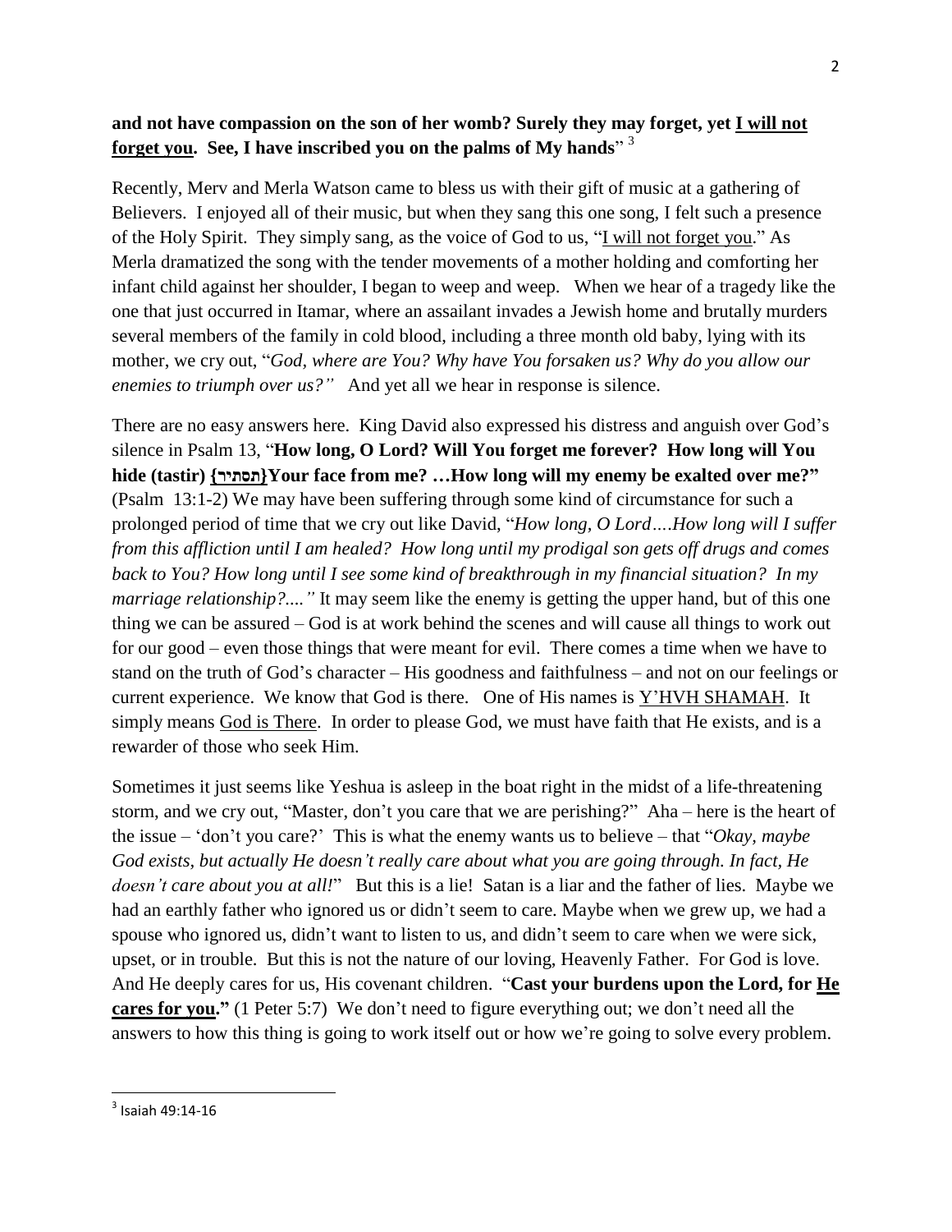**and not have compassion on the son of her womb? Surely they may forget, yet <u>I will not forget you</u>. See, I have inscribed you on the palms of My hands**" [3]

Recently, Merv and Merla Watson came to bless us with their gift of music at a gathering of Believers. I enjoyed all of their music, but when they sang this one song, I felt such a presence of the Holy Spirit. They simply sang, as the voice of God to us, "<u>I will not forget you</u>." As Merla dramatized the song with the tender movements of a mother holding and comforting her infant child against her shoulder, I began to weep and weep. When we hear of a tragedy like the one that just occurred in Itamar, where an assailant invades a Jewish home and brutally murders several members of the family in cold blood, including a three month old baby, lying with its mother, we cry out, "*God, where are You? Why have You forsaken us? Why do you allow our enemies to triumph over us?"* And yet all we hear in response is silence.

There are no easy answers here. King David also expressed his distress and anguish over God's silence in Psalm 13, "**How long, O Lord? Will You forget me forever? How long will You hide (tastir) {תסתיר}Your face from me? …How long will my enemy be exalted over me?"** (Psalm 13:1-2) We may have been suffering through some kind of circumstance for such a prolonged period of time that we cry out like David, "*How long, O Lord….How long will I suffer from this affliction until I am healed? How long until my prodigal son gets off drugs and comes back to You? How long until I see some kind of breakthrough in my financial situation? In my marriage relationship?...."* It may seem like the enemy is getting the upper hand, but of this one thing we can be assured – God is at work behind the scenes and will cause all things to work out for our good – even those things that were meant for evil. There comes a time when we have to stand on the truth of God's character – His goodness and faithfulness – and not on our feelings or current experience. We know that God is there. One of His names is <u>Y'HVH SHAMAH</u>. It simply means <u>God is There</u>. In order to please God, we must have faith that He exists, and is a rewarder of those who seek Him.

Sometimes it just seems like Yeshua is asleep in the boat right in the midst of a life-threatening storm, and we cry out, "Master, don't you care that we are perishing?" Aha – here is the heart of the issue – 'don't you care?' This is what the enemy wants us to believe – that "*Okay, maybe God exists, but actually He doesn't really care about what you are going through. In fact, He doesn't care about you at all!*" But this is a lie! Satan is a liar and the father of lies. Maybe we had an earthly father who ignored us or didn't seem to care. Maybe when we grew up, we had a spouse who ignored us, didn't want to listen to us, and didn't seem to care when we were sick, upset, or in trouble. But this is not the nature of our loving, Heavenly Father. For God is love. And He deeply cares for us, His covenant children. "**Cast your burdens upon the Lord, for <u>He cares for you</u>."** (1 Peter 5:7) We don't need to figure everything out; we don't need all the answers to how this thing is going to work itself out or how we're going to solve every problem.

[3] Isaiah 49:14-16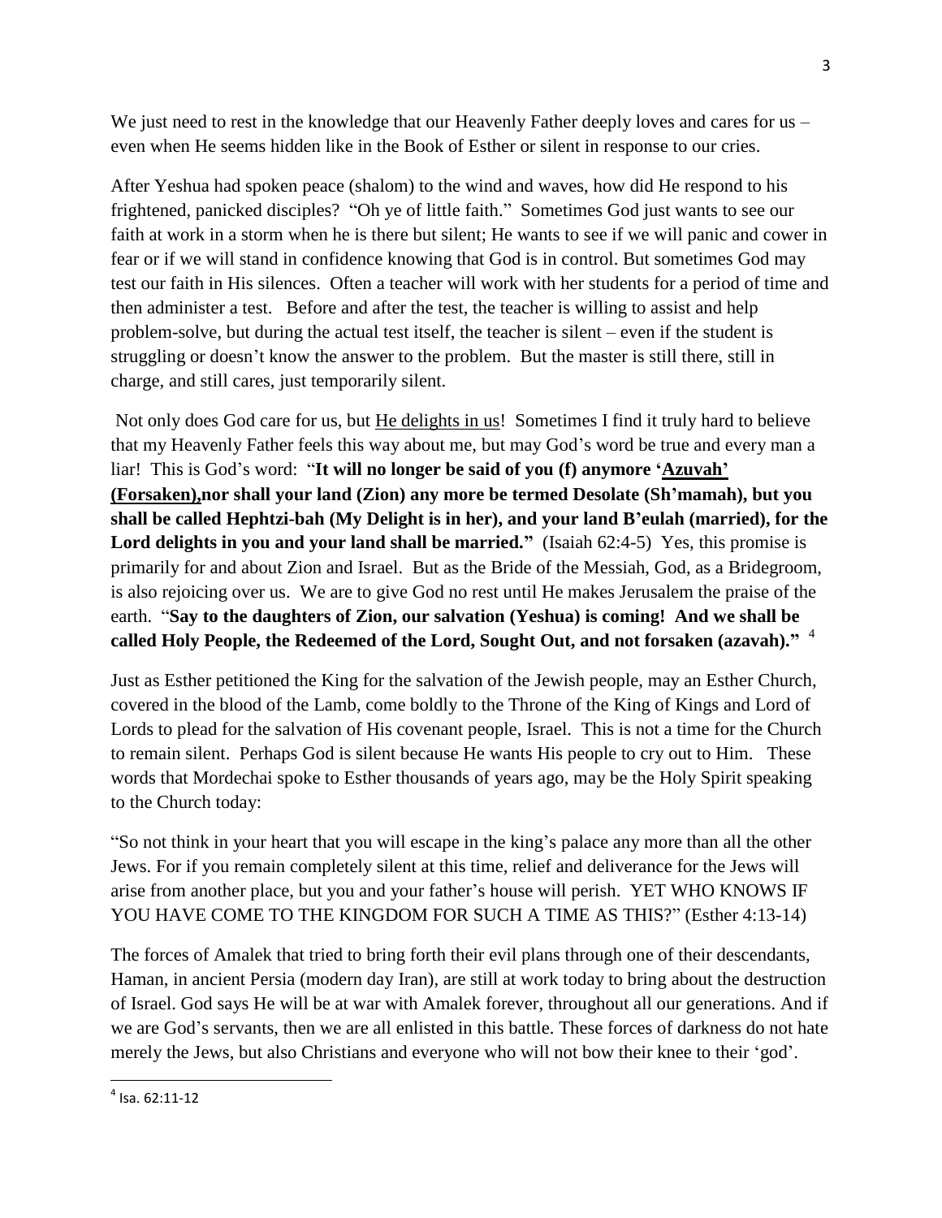We just need to rest in the knowledge that our Heavenly Father deeply loves and cares for us – even when He seems hidden like in the Book of Esther or silent in response to our cries.

After Yeshua had spoken peace (shalom) to the wind and waves, how did He respond to his frightened, panicked disciples? "Oh ye of little faith." Sometimes God just wants to see our faith at work in a storm when he is there but silent; He wants to see if we will panic and cower in fear or if we will stand in confidence knowing that God is in control. But sometimes God may test our faith in His silences. Often a teacher will work with her students for a period of time and then administer a test. Before and after the test, the teacher is willing to assist and help problem-solve, but during the actual test itself, the teacher is silent – even if the student is struggling or doesn't know the answer to the problem. But the master is still there, still in charge, and still cares, just temporarily silent.

Not only does God care for us, but <u>He delights in us</u>! Sometimes I find it truly hard to believe that my Heavenly Father feels this way about me, but may God's word be true and every man a liar! This is God's word: "**It will no longer be said of you (f) anymore '<u>Azuvah'</u> <u>(Forsaken),</u>nor shall your land (Zion) any more be termed Desolate (Sh'mamah), but you shall be called Hephtzi-bah (My Delight is in her), and your land B'eulah (married), for the Lord delights in you and your land shall be married."** (Isaiah 62:4-5) Yes, this promise is primarily for and about Zion and Israel. But as the Bride of the Messiah, God, as a Bridegroom, is also rejoicing over us. We are to give God no rest until He makes Jerusalem the praise of the earth. "**Say to the daughters of Zion, our salvation (Yeshua) is coming! And we shall be called Holy People, the Redeemed of the Lord, Sought Out, and not forsaken (azavah)."** [4]

Just as Esther petitioned the King for the salvation of the Jewish people, may an Esther Church, covered in the blood of the Lamb, come boldly to the Throne of the King of Kings and Lord of Lords to plead for the salvation of His covenant people, Israel. This is not a time for the Church to remain silent. Perhaps God is silent because He wants His people to cry out to Him. These words that Mordechai spoke to Esther thousands of years ago, may be the Holy Spirit speaking to the Church today:

"So not think in your heart that you will escape in the king's palace any more than all the other Jews. For if you remain completely silent at this time, relief and deliverance for the Jews will arise from another place, but you and your father's house will perish. YET WHO KNOWS IF YOU HAVE COME TO THE KINGDOM FOR SUCH A TIME AS THIS?" (Esther 4:13-14)

The forces of Amalek that tried to bring forth their evil plans through one of their descendants, Haman, in ancient Persia (modern day Iran), are still at work today to bring about the destruction of Israel. God says He will be at war with Amalek forever, throughout all our generations. And if we are God's servants, then we are all enlisted in this battle. These forces of darkness do not hate merely the Jews, but also Christians and everyone who will not bow their knee to their 'god'.

---

[4] Isa. 62:11-12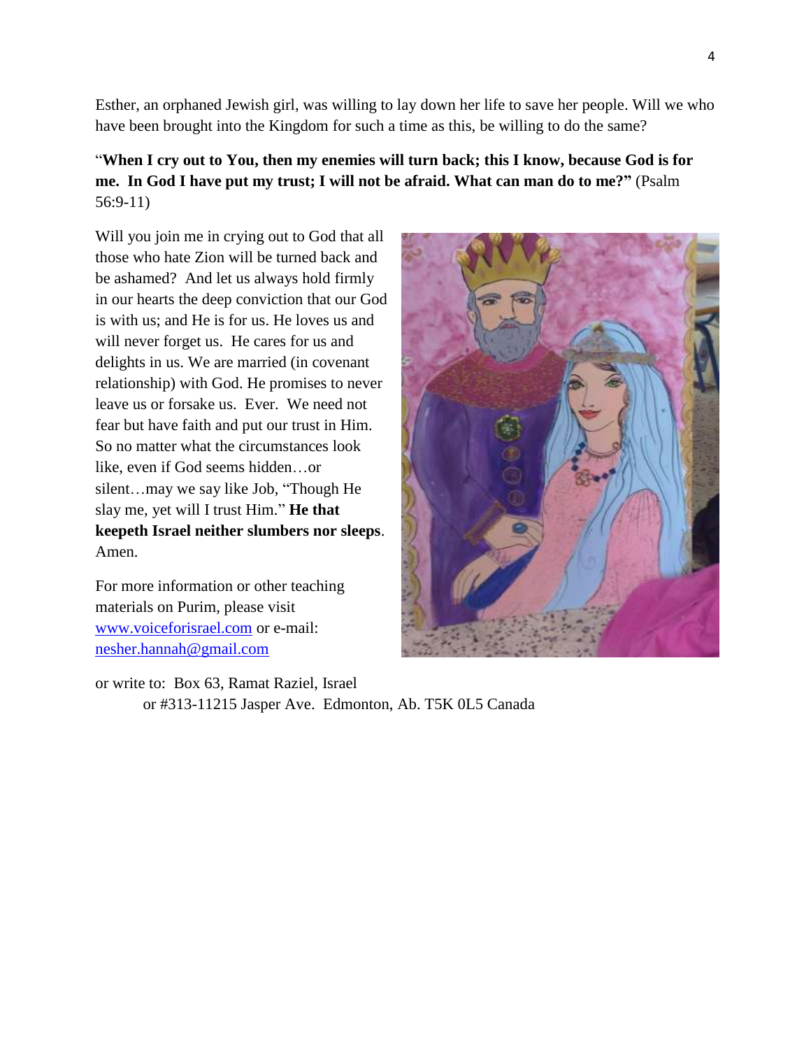Esther, an orphaned Jewish girl, was willing to lay down her life to save her people. Will we who have been brought into the Kingdom for such a time as this, be willing to do the same?

"**When I cry out to You, then my enemies will turn back; this I know, because God is for me. In God I have put my trust; I will not be afraid. What can man do to me?"** (Psalm 56:9-11)

Will you join me in crying out to God that all those who hate Zion will be turned back and be ashamed? And let us always hold firmly in our hearts the deep conviction that our God is with us; and He is for us. He loves us and will never forget us. He cares for us and delights in us. We are married (in covenant relationship) with God. He promises to never leave us or forsake us. Ever. We need not fear but have faith and put our trust in Him. So no matter what the circumstances look like, even if God seems hidden…or silent…may we say like Job, "Though He slay me, yet will I trust Him." **He that keepeth Israel neither slumbers nor sleeps**. Amen.

For more information or other teaching materials on Purim, please visit [www.voiceforisrael.com](http://www.voiceforisrael.com) or e-mail: [nesher.hannah@gmail.com](mailto:nesher.hannah@gmail.com)

or write to: Box 63, Ramat Raziel, Israel
or #313-11215 Jasper Ave. Edmonton, Ab. T5K 0L5 Canada